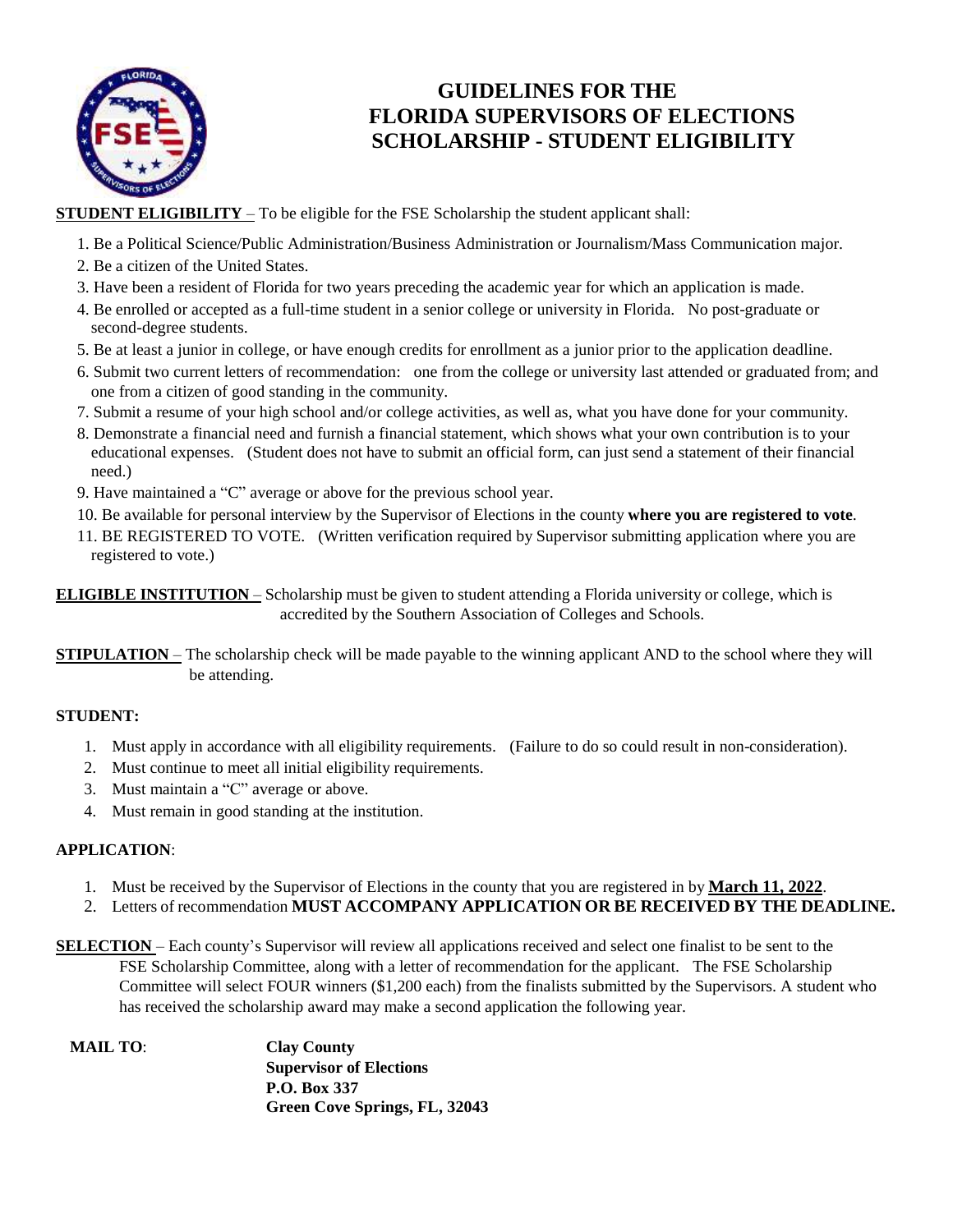# GUIDELINES FOR THE FLORIDA SUPERVISORS OF ELECTIONS SCHOLARSHIP - STUDENT ELIGIBILITY

**STUDENT ELIGIBILITY** – To be eligible for the FSE Scholarship the student applicant shall:

1. Be a Political Science/Public Administration/Business Administration or Journalism/Mass Communication major.
2. Be a citizen of the United States.
3. Have been a resident of Florida for two years preceding the academic year for which an application is made.
4. Be enrolled or accepted as a full-time student in a senior college or university in Florida. No post-graduate or second-degree students.
5. Be at least a junior in college, or have enough credits for enrollment as a junior prior to the application deadline.
6. Submit two current letters of recommendation: one from the college or university last attended or graduated from; and one from a citizen of good standing in the community.
7. Submit a resume of your high school and/or college activities, as well as, what you have done for your community.
8. Demonstrate a financial need and furnish a financial statement, which shows what your own contribution is to your educational expenses. (Student does not have to submit an official form, can just send a statement of their financial need.)
9. Have maintained a "C" average or above for the previous school year.
10. Be available for personal interview by the Supervisor of Elections in the county **where you are registered to vote**.
11. BE REGISTERED TO VOTE. (Written verification required by Supervisor submitting application where you are registered to vote.)

**ELIGIBLE INSTITUTION** – Scholarship must be given to student attending a Florida university or college, which is accredited by the Southern Association of Colleges and Schools.

**STIPULATION** – The scholarship check will be made payable to the winning applicant AND to the school where they will be attending.

**STUDENT:**

1. Must apply in accordance with all eligibility requirements. (Failure to do so could result in non-consideration).
2. Must continue to meet all initial eligibility requirements.
3. Must maintain a "C" average or above.
4. Must remain in good standing at the institution.

**APPLICATION**:

1. Must be received by the Supervisor of Elections in the county that you are registered in by **March 11, 2022**.
2. Letters of recommendation **MUST ACCOMPANY APPLICATION OR BE RECEIVED BY THE DEADLINE.**

**SELECTION** – Each county's Supervisor will review all applications received and select one finalist to be sent to the FSE Scholarship Committee, along with a letter of recommendation for the applicant. The FSE Scholarship Committee will select FOUR winners ($1,200 each) from the finalists submitted by the Supervisors. A student who has received the scholarship award may make a second application the following year.

**MAIL TO**:

**Clay County**
**Supervisor of Elections**
**P.O. Box 337**
**Green Cove Springs, FL, 32043**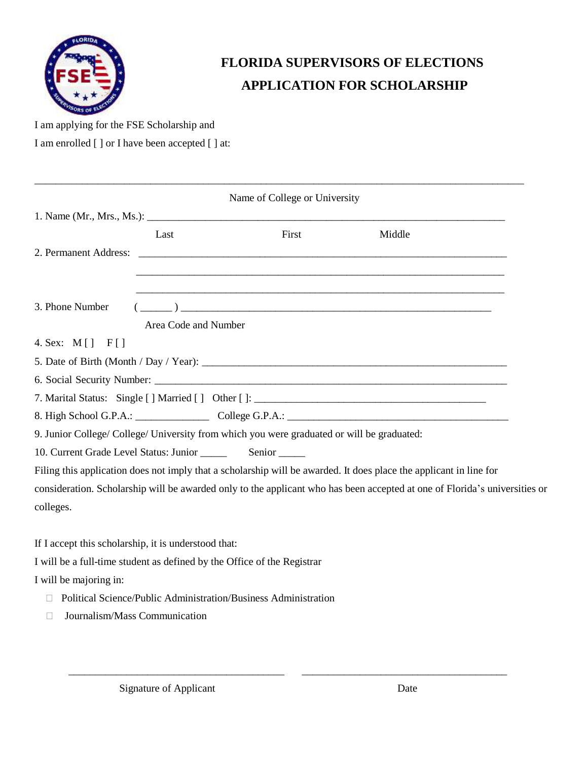# FLORIDA SUPERVISORS OF ELECTIONS
# APPLICATION FOR SCHOLARSHIP

I am applying for the FSE Scholarship and

I am enrolled [ ] or I have been accepted [ ] at:

_______________________________________________________________________________

Name of College or University

1. Name (Mr., Mrs., Ms.): ___________________________________________________________

   Last First Middle

2. Permanent Address: ___________________________________________________________

   ___________________________________________________________

   ___________________________________________________________

3. Phone Number ( ______ ) ___________________________________________________

   Area Code and Number

4. Sex: M [ ] F [ ]
5. Date of Birth (Month / Day / Year): ___________________________________________
6. Social Security Number: ________________________________________________________
7. Marital Status: Single [ ] Married [ ] Other [ ]: ____________________________________
8. High School G.P.A.: ______________ College G.P.A.: __________________________________
9. Junior College/ College/ University from which you were graduated or will be graduated:
10. Current Grade Level Status: Junior _____ Senior _____

Filing this application does not imply that a scholarship will be awarded. It does place the applicant in line for consideration. Scholarship will be awarded only to the applicant who has been accepted at one of Florida's universities or colleges.

If I accept this scholarship, it is understood that:

I will be a full-time student as defined by the Office of the Registrar

I will be majoring in:

- ☐ Political Science/Public Administration/Business Administration
- ☐ Journalism/Mass Communication

_________________________________________ _________________________________________

Signature of Applicant Date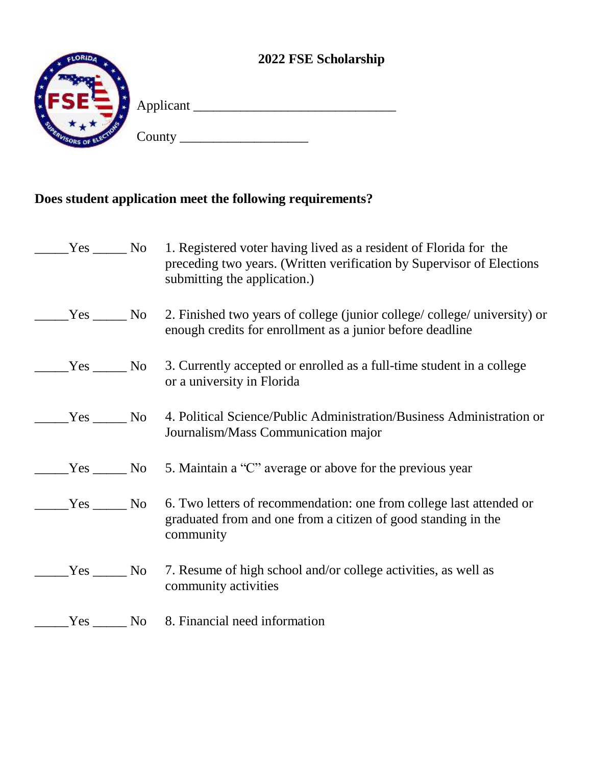# 2022 FSE Scholarship

Applicant ______________________________

County ___________________

**Does student application meet the following requirements?**

_____Yes _____ No 1. Registered voter having lived as a resident of Florida for the preceding two years. (Written verification by Supervisor of Elections submitting the application.)

_____Yes _____ No 2. Finished two years of college (junior college/ college/ university) or enough credits for enrollment as a junior before deadline

_____Yes _____ No 3. Currently accepted or enrolled as a full-time student in a college or a university in Florida

_____Yes _____ No 4. Political Science/Public Administration/Business Administration or Journalism/Mass Communication major

_____Yes _____ No 5. Maintain a "C" average or above for the previous year

_____Yes _____ No 6. Two letters of recommendation: one from college last attended or graduated from and one from a citizen of good standing in the community

_____Yes _____ No 7. Resume of high school and/or college activities, as well as community activities

_____Yes _____ No 8. Financial need information